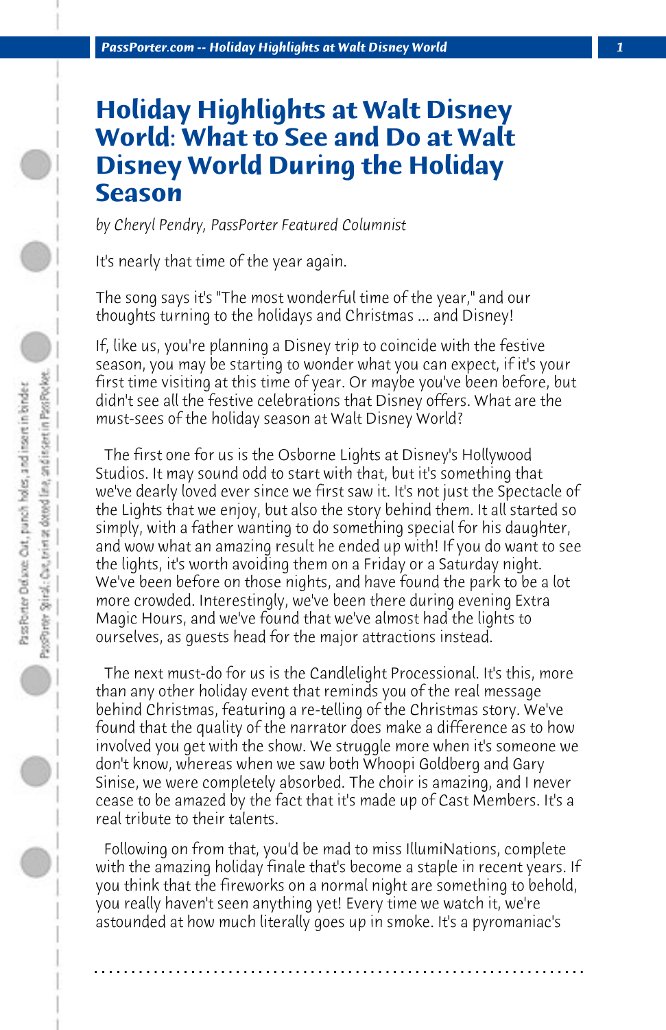# Holiday Highlights at Walt Disney World: What to See and Do at Walt Disney World During the Holiday Season

*by Cheryl Pendry, PassPorter Featured Columnist*

It's nearly that time of the year again.

The song says it's "The most wonderful time of the year," and our thoughts turning to the holidays and Christmas ... and Disney!

If, like us, you're planning a Disney trip to coincide with the festive season, you may be starting to wonder what you can expect, if it's your first time visiting at this time of year. Or maybe you've been before, but didn't see all the festive celebrations that Disney offers. What are the must-sees of the holiday season at Walt Disney World?

The first one for us is the Osborne Lights at Disney's Hollywood Studios. It may sound odd to start with that, but it's something that we've dearly loved ever since we first saw it. It's not just the Spectacle of the Lights that we enjoy, but also the story behind them. It all started so simply, with a father wanting to do something special for his daughter, and wow what an amazing result he ended up with! If you do want to see the lights, it's worth avoiding them on a Friday or a Saturday night. We've been before on those nights, and have found the park to be a lot more crowded. Interestingly, we've been there during evening Extra Magic Hours, and we've found that we've almost had the lights to ourselves, as guests head for the major attractions instead.

The next must-do for us is the Candlelight Processional. It's this, more than any other holiday event that reminds you of the real message behind Christmas, featuring a re-telling of the Christmas story. We've found that the quality of the narrator does make a difference as to how involved you get with the show. We struggle more when it's someone we don't know, whereas when we saw both Whoopi Goldberg and Gary Sinise, we were completely absorbed. The choir is amazing, and I never cease to be amazed by the fact that it's made up of Cast Members. It's a real tribute to their talents.

Following on from that, you'd be mad to miss IllumiNations, complete with the amazing holiday finale that's become a staple in recent years. If you think that the fireworks on a normal night are something to behold, you really haven't seen anything yet! Every time we watch it, we're astounded at how much literally goes up in smoke. It's a pyromaniac's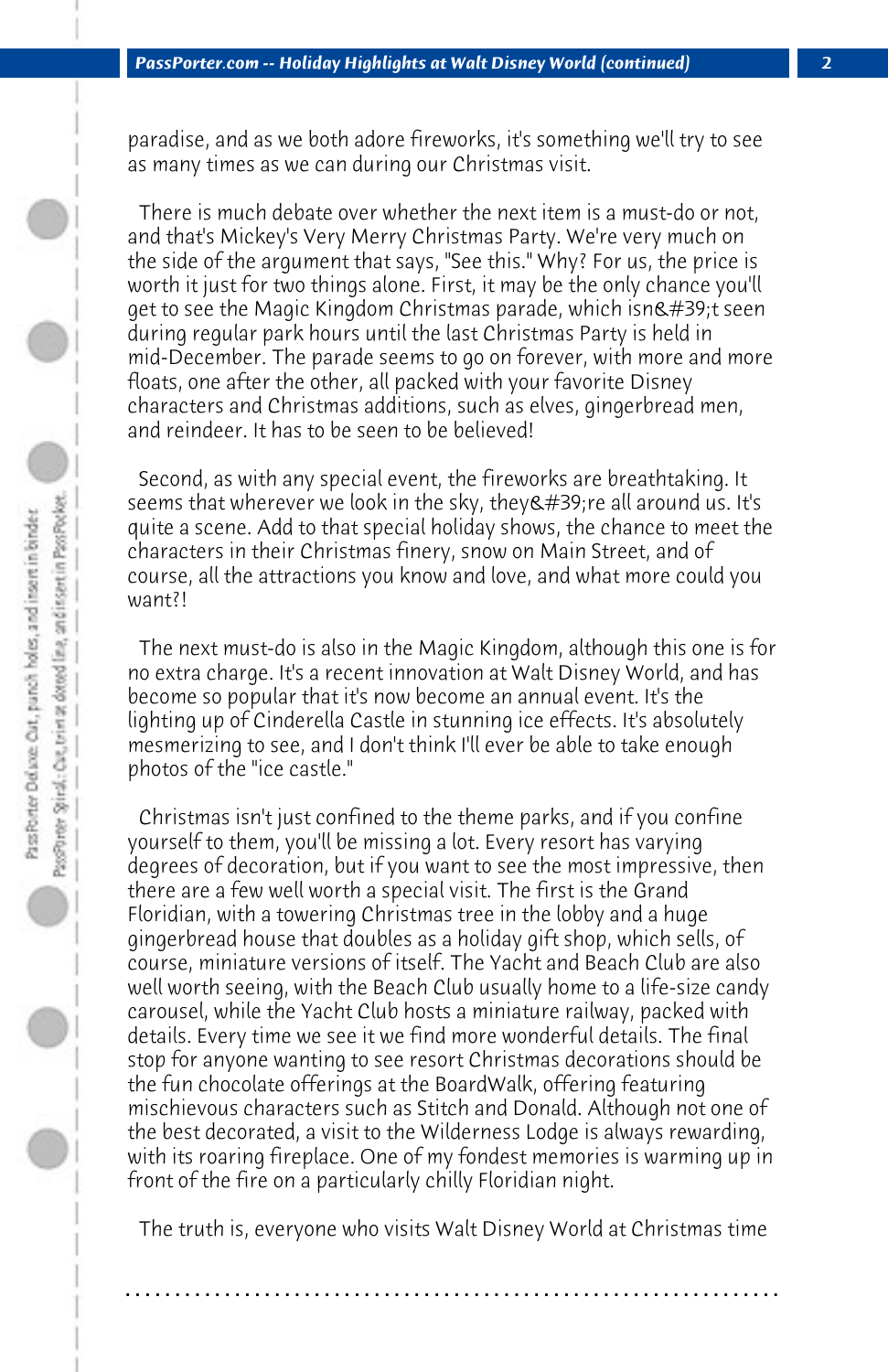paradise, and as we both adore fireworks, it's something we'll try to see as many times as we can during our Christmas visit.

There is much debate over whether the next item is a must-do or not, and that's Mickey's Very Merry Christmas Party. We're very much on the side of the argument that says, "See this." Why? For us, the price is worth it just for two things alone. First, it may be the only chance you'll get to see the Magic Kingdom Christmas parade, which isn&#39;t seen during regular park hours until the last Christmas Party is held in mid-December. The parade seems to go on forever, with more and more floats, one after the other, all packed with your favorite Disney characters and Christmas additions, such as elves, gingerbread men, and reindeer. It has to be seen to be believed!

Second, as with any special event, the fireworks are breathtaking. It seems that wherever we look in the sky, they&#39;re all around us. It's quite a scene. Add to that special holiday shows, the chance to meet the characters in their Christmas finery, snow on Main Street, and of course, all the attractions you know and love, and what more could you want?!

The next must-do is also in the Magic Kingdom, although this one is for no extra charge. It's a recent innovation at Walt Disney World, and has become so popular that it's now become an annual event. It's the lighting up of Cinderella Castle in stunning ice effects. It's absolutely mesmerizing to see, and I don't think I'll ever be able to take enough photos of the "ice castle."

Christmas isn't just confined to the theme parks, and if you confine yourself to them, you'll be missing a lot. Every resort has varying degrees of decoration, but if you want to see the most impressive, then there are a few well worth a special visit. The first is the Grand Floridian, with a towering Christmas tree in the lobby and a huge gingerbread house that doubles as a holiday gift shop, which sells, of course, miniature versions of itself. The Yacht and Beach Club are also well worth seeing, with the Beach Club usually home to a life-size candy carousel, while the Yacht Club hosts a miniature railway, packed with details. Every time we see it we find more wonderful details. The final stop for anyone wanting to see resort Christmas decorations should be the fun chocolate offerings at the BoardWalk, offering featuring mischievous characters such as Stitch and Donald. Although not one of the best decorated, a visit to the Wilderness Lodge is always rewarding, with its roaring fireplace. One of my fondest memories is warming up in front of the fire on a particularly chilly Floridian night.

The truth is, everyone who visits Walt Disney World at Christmas time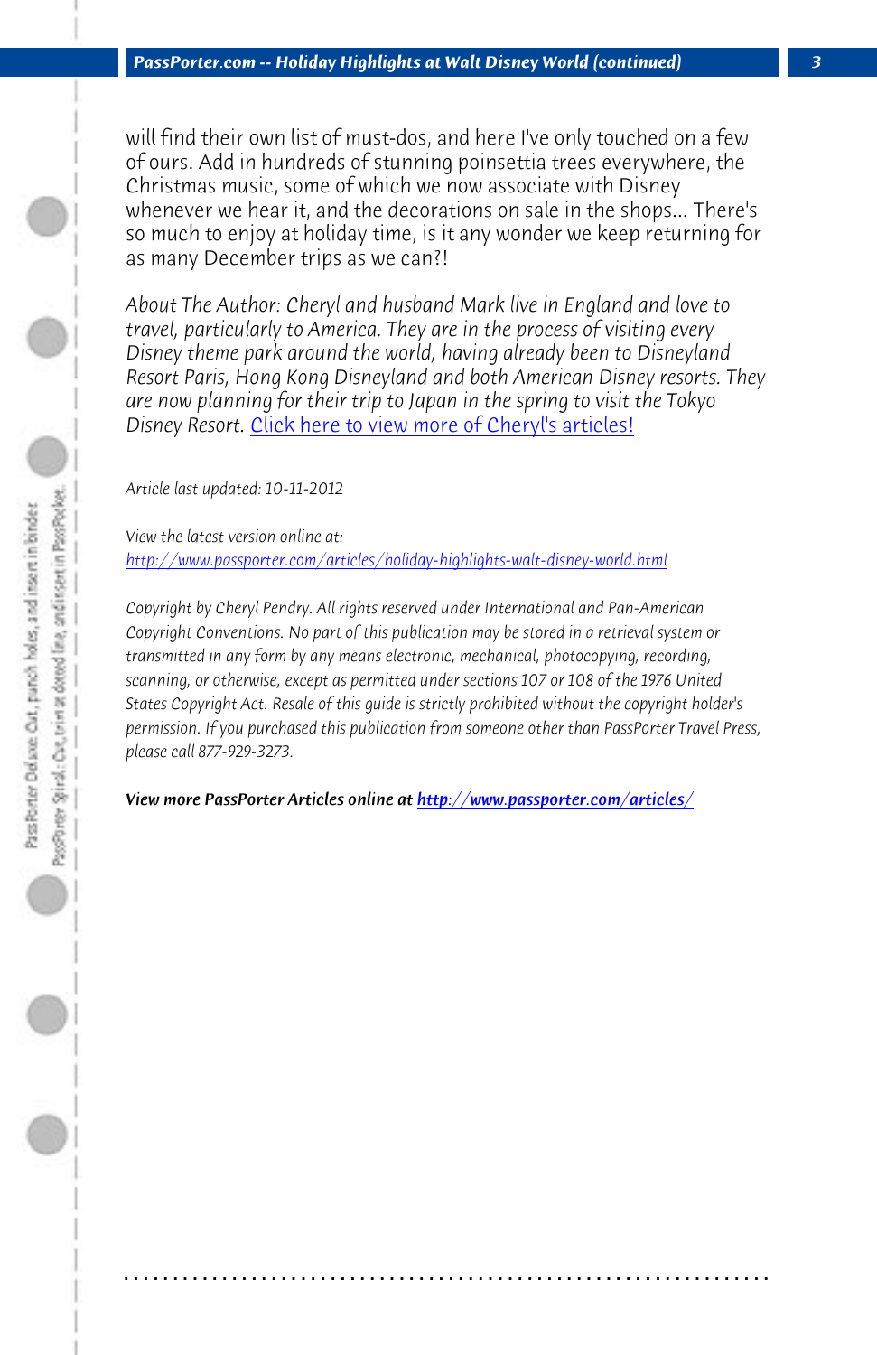will find their own list of must-dos, and here I've only touched on a few of ours. Add in hundreds of stunning poinsettia trees everywhere, the Christmas music, some of which we now associate with Disney whenever we hear it, and the decorations on sale in the shops... There's so much to enjoy at holiday time, is it any wonder we keep returning for as many December trips as we can?!

*About The Author: Cheryl and husband Mark live in England and love to travel, particularly to America. They are in the process of visiting every Disney theme park around the world, having already been to Disneyland Resort Paris, Hong Kong Disneyland and both American Disney resorts. They are now planning for their trip to Japan in the spring to visit the Tokyo Disney Resort.* Click here to view more of Cheryl's articles!

*Article last updated: 10-11-2012*

*View the latest version online at:*
http://www.passporter.com/articles/holiday-highlights-walt-disney-world.html

*Copyright by Cheryl Pendry. All rights reserved under International and Pan-American Copyright Conventions. No part of this publication may be stored in a retrieval system or transmitted in any form by any means electronic, mechanical, photocopying, recording, scanning, or otherwise, except as permitted under sections 107 or 108 of the 1976 United States Copyright Act. Resale of this guide is strictly prohibited without the copyright holder's permission. If you purchased this publication from someone other than PassPorter Travel Press, please call 877-929-3273.*

***View more PassPorter Articles online at http://www.passporter.com/articles/***